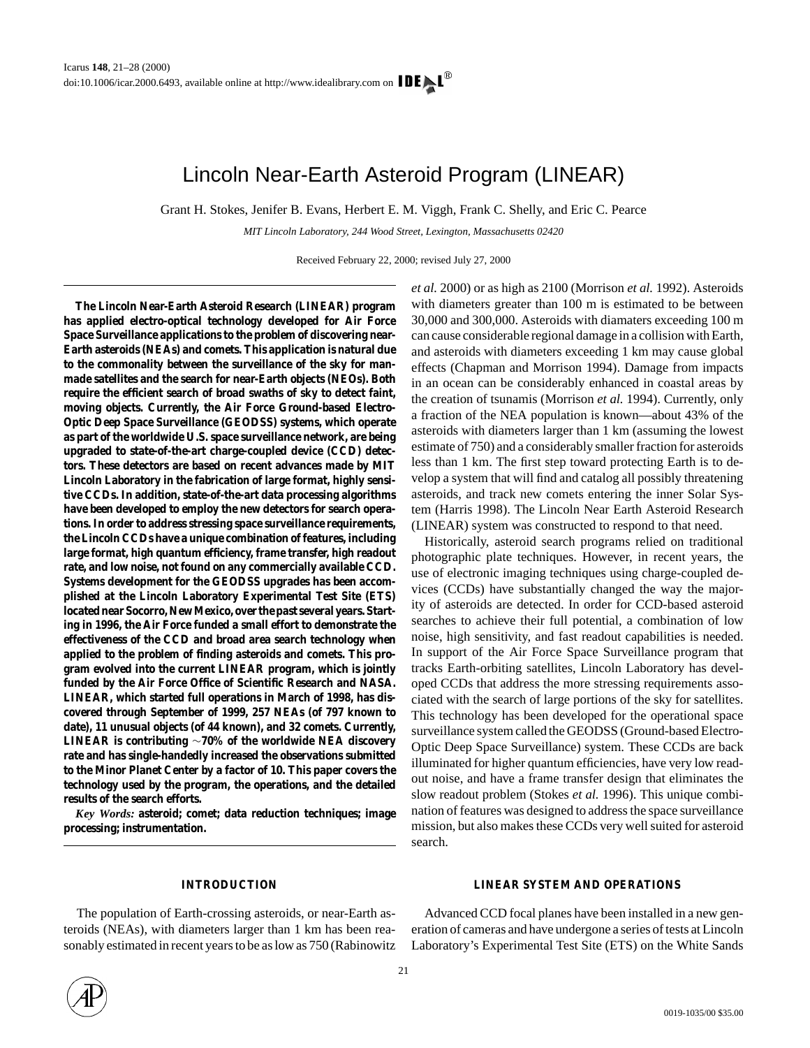# Lincoln Near-Earth Asteroid Program (LINEAR)

Grant H. Stokes, Jenifer B. Evans, Herbert E. M. Viggh, Frank C. Shelly, and Eric C. Pearce

*MIT Lincoln Laboratory, 244 Wood Street, Lexington, Massachusetts 02420*

Received February 22, 2000; revised July 27, 2000

**The Lincoln Near-Earth Asteroid Research (LINEAR) program has applied electro-optical technology developed for Air Force Space Surveillance applications to the problem of discovering near-Earth asteroids (NEAs) and comets. This application is natural due to the commonality between the surveillance of the sky for man-made satellites and the search for near-Earth objects (NEOs). Both require the efficient search of broad swaths of sky to detect faint, moving objects. Currently, the Air Force Ground-based Electro-Optic Deep Space Surveillance (GEODSS) systems, which operate as part of the worldwide U.S. space surveillance network, are being upgraded to state-of-the-art charge-coupled device (CCD) detectors. These detectors are based on recent advances made by MIT Lincoln Laboratory in the fabrication of large format, highly sensitive CCDs. In addition, state-of-the-art data processing algorithms have been developed to employ the new detectors for search operations. In order to address stressing space surveillance requirements, the Lincoln CCDs have a unique combination of features, including large format, high quantum efficiency, frame transfer, high readout rate, and low noise, not found on any commercially available CCD. Systems development for the GEODSS upgrades has been accomplished at the Lincoln Laboratory Experimental Test Site (ETS) located near Socorro, New Mexico, over the past several years. Starting in 1996, the Air Force funded a small effort to demonstrate the effectiveness of the CCD and broad area search technology when applied to the problem of finding asteroids and comets. This program evolved into the current LINEAR program, which is jointly funded by the Air Force Office of Scientific Research and NASA. LINEAR, which started full operations in March of 1998, has discovered through September of 1999, 257 NEAs (of 797 known to date), 11 unusual objects (of 44 known), and 32 comets. Currently, LINEAR is contributing ∼70% of the worldwide NEA discovery rate and has single-handedly increased the observations submitted to the Minor Planet Center by a factor of 10. This paper covers the technology used by the program, the operations, and the detailed results of the search efforts.**

*Key Words:* **asteroid; comet; data reduction techniques; image processing; instrumentation.**

## INTRODUCTION

The population of Earth-crossing asteroids, or near-Earth asteroids (NEAs), with diameters larger than 1 km has been reasonably estimated in recent years to be as low as 750 (Rabinowitz *et al.* 2000) or as high as 2100 (Morrison *et al.* 1992). Asteroids with diameters greater than 100 m is estimated to be between 30,000 and 300,000. Asteroids with diamaters exceeding 100 m can cause considerable regional damage in a collision with Earth, and asteroids with diameters exceeding 1 km may cause global effects (Chapman and Morrison 1994). Damage from impacts in an ocean can be considerably enhanced in coastal areas by the creation of tsunamis (Morrison *et al.* 1994). Currently, only a fraction of the NEA population is known—about 43% of the asteroids with diameters larger than 1 km (assuming the lowest estimate of 750) and a considerably smaller fraction for asteroids less than 1 km. The first step toward protecting Earth is to develop a system that will find and catalog all possibly threatening asteroids, and track new comets entering the inner Solar System (Harris 1998). The Lincoln Near Earth Asteroid Research (LINEAR) system was constructed to respond to that need.

Historically, asteroid search programs relied on traditional photographic plate techniques. However, in recent years, the use of electronic imaging techniques using charge-coupled devices (CCDs) have substantially changed the way the majority of asteroids are detected. In order for CCD-based asteroid searches to achieve their full potential, a combination of low noise, high sensitivity, and fast readout capabilities is needed. In support of the Air Force Space Surveillance program that tracks Earth-orbiting satellites, Lincoln Laboratory has developed CCDs that address the more stressing requirements associated with the search of large portions of the sky for satellites. This technology has been developed for the operational space surveillance system called the GEODSS (Ground-based Electro-Optic Deep Space Surveillance) system. These CCDs are back illuminated for higher quantum efficiencies, have very low readout noise, and have a frame transfer design that eliminates the slow readout problem (Stokes *et al.* 1996). This unique combination of features was designed to address the space surveillance mission, but also makes these CCDs very well suited for asteroid search.

## LINEAR SYSTEM AND OPERATIONS

Advanced CCD focal planes have been installed in a new generation of cameras and have undergone a series of tests at Lincoln Laboratory's Experimental Test Site (ETS) on the White Sands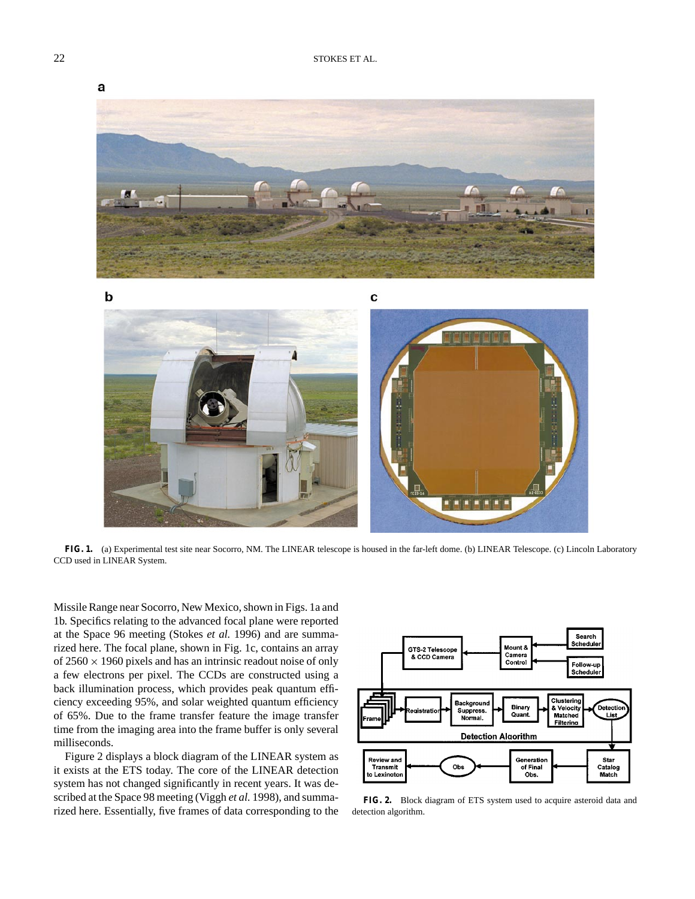FIG. 1. (a) Experimental test site near Socorro, NM. The LINEAR telescope is housed in the far-left dome. (b) LINEAR Telescope. (c) Lincoln Laboratory CCD used in LINEAR System.

Missile Range near Socorro, New Mexico, shown in Figs. 1a and 1b. Specifics relating to the advanced focal plane were reported at the Space 96 meeting (Stokes *et al.* 1996) and are summarized here. The focal plane, shown in Fig. 1c, contains an array of $2560 \times 1960$ pixels and has an intrinsic readout noise of only a few electrons per pixel. The CCDs are constructed using a back illumination process, which provides peak quantum efficiency exceeding 95%, and solar weighted quantum efficiency of 65%. Due to the frame transfer feature the image transfer time from the imaging area into the frame buffer is only several milliseconds.

Figure 2 displays a block diagram of the LINEAR system as it exists at the ETS today. The core of the LINEAR detection system has not changed significantly in recent years. It was described at the Space 98 meeting (Viggh *et al.* 1998), and summarized here. Essentially, five frames of data corresponding to the

FIG. 2. Block diagram of ETS system used to acquire asteroid data and detection algorithm.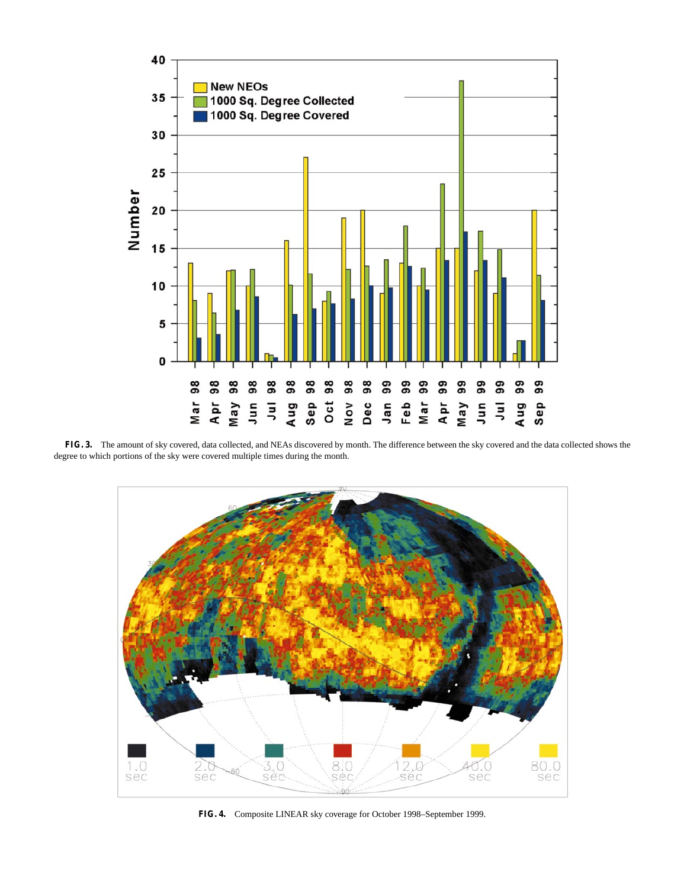**FIG. 3.** The amount of sky covered, data collected, and NEAs discovered by month. The difference between the sky covered and the data collected shows the degree to which portions of the sky were covered multiple times during the month.

**FIG. 4.** Composite LINEAR sky coverage for October 1998–September 1999.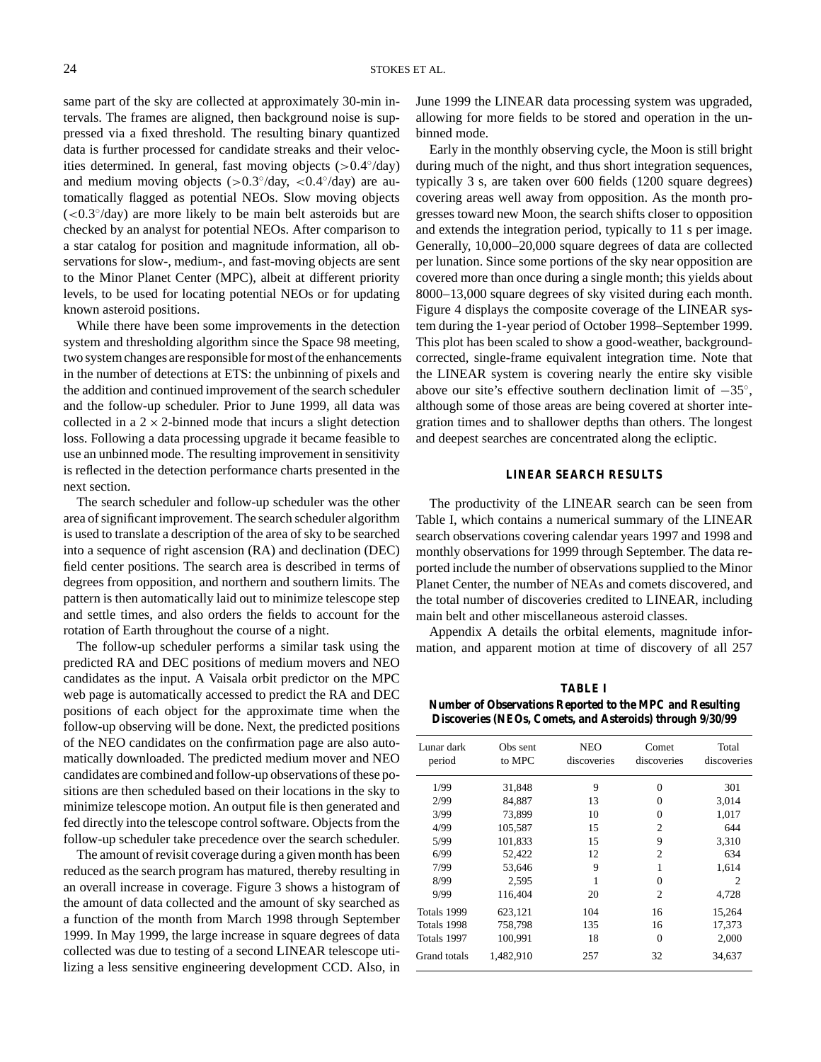same part of the sky are collected at approximately 30-min intervals. The frames are aligned, then background noise is suppressed via a fixed threshold. The resulting binary quantized data is further processed for candidate streaks and their velocities determined. In general, fast moving objects ($>0.4°$/day) and medium moving objects ($>0.3°$/day, $<0.4°$/day) are automatically flagged as potential NEOs. Slow moving objects ($<0.3°$/day) are more likely to be main belt asteroids but are checked by an analyst for potential NEOs. After comparison to a star catalog for position and magnitude information, all observations for slow-, medium-, and fast-moving objects are sent to the Minor Planet Center (MPC), albeit at different priority levels, to be used for locating potential NEOs or for updating known asteroid positions.

While there have been some improvements in the detection system and thresholding algorithm since the Space 98 meeting, two system changes are responsible for most of the enhancements in the number of detections at ETS: the unbinning of pixels and the addition and continued improvement of the search scheduler and the follow-up scheduler. Prior to June 1999, all data was collected in a $2 \times 2$-binned mode that incurs a slight detection loss. Following a data processing upgrade it became feasible to use an unbinned mode. The resulting improvement in sensitivity is reflected in the detection performance charts presented in the next section.

The search scheduler and follow-up scheduler was the other area of significant improvement. The search scheduler algorithm is used to translate a description of the area of sky to be searched into a sequence of right ascension (RA) and declination (DEC) field center positions. The search area is described in terms of degrees from opposition, and northern and southern limits. The pattern is then automatically laid out to minimize telescope step and settle times, and also orders the fields to account for the rotation of Earth throughout the course of a night.

The follow-up scheduler performs a similar task using the predicted RA and DEC positions of medium movers and NEO candidates as the input. A Vaisala orbit predictor on the MPC web page is automatically accessed to predict the RA and DEC positions of each object for the approximate time when the follow-up observing will be done. Next, the predicted positions of the NEO candidates on the confirmation page are also automatically downloaded. The predicted medium mover and NEO candidates are combined and follow-up observations of these positions are then scheduled based on their locations in the sky to minimize telescope motion. An output file is then generated and fed directly into the telescope control software. Objects from the follow-up scheduler take precedence over the search scheduler.

The amount of revisit coverage during a given month has been reduced as the search program has matured, thereby resulting in an overall increase in coverage. Figure 3 shows a histogram of the amount of data collected and the amount of sky searched as a function of the month from March 1998 through September 1999. In May 1999, the large increase in square degrees of data collected was due to testing of a second LINEAR telescope utilizing a less sensitive engineering development CCD. Also, in June 1999 the LINEAR data processing system was upgraded, allowing for more fields to be stored and operation in the unbinned mode.

Early in the monthly observing cycle, the Moon is still bright during much of the night, and thus short integration sequences, typically 3 s, are taken over 600 fields (1200 square degrees) covering areas well away from opposition. As the month progresses toward new Moon, the search shifts closer to opposition and extends the integration period, typically to 11 s per image. Generally, 10,000–20,000 square degrees of data are collected per lunation. Since some portions of the sky near opposition are covered more than once during a single month; this yields about 8000–13,000 square degrees of sky visited during each month. Figure 4 displays the composite coverage of the LINEAR system during the 1-year period of October 1998–September 1999. This plot has been scaled to show a good-weather, background-corrected, single-frame equivalent integration time. Note that the LINEAR system is covering nearly the entire sky visible above our site's effective southern declination limit of $-35°$, although some of those areas are being covered at shorter integration times and to shallower depths than others. The longest and deepest searches are concentrated along the ecliptic.

## LINEAR SEARCH RESULTS

The productivity of the LINEAR search can be seen from Table I, which contains a numerical summary of the LINEAR search observations covering calendar years 1997 and 1998 and monthly observations for 1999 through September. The data reported include the number of observations supplied to the Minor Planet Center, the number of NEAs and comets discovered, and the total number of discoveries credited to LINEAR, including main belt and other miscellaneous asteroid classes.

Appendix A details the orbital elements, magnitude information, and apparent motion at time of discovery of all 257

**TABLE I**
**Number of Observations Reported to the MPC and Resulting Discoveries (NEOs, Comets, and Asteroids) through 9/30/99**

| Lunar dark period | Obs sent to MPC | NEO discoveries | Comet discoveries | Total discoveries |
|---|---|---|---|---|
| 1/99 | 31,848 | 9 | 0 | 301 |
| 2/99 | 84,887 | 13 | 0 | 3,014 |
| 3/99 | 73,899 | 10 | 0 | 1,017 |
| 4/99 | 105,587 | 15 | 2 | 644 |
| 5/99 | 101,833 | 15 | 9 | 3,310 |
| 6/99 | 52,422 | 12 | 2 | 634 |
| 7/99 | 53,646 | 9 | 1 | 1,614 |
| 8/99 | 2,595 | 1 | 0 | 2 |
| 9/99 | 116,404 | 20 | 2 | 4,728 |
| Totals 1999 | 623,121 | 104 | 16 | 15,264 |
| Totals 1998 | 758,798 | 135 | 16 | 17,373 |
| Totals 1997 | 100,991 | 18 | 0 | 2,000 |
| Grand totals | 1,482,910 | 257 | 32 | 34,637 |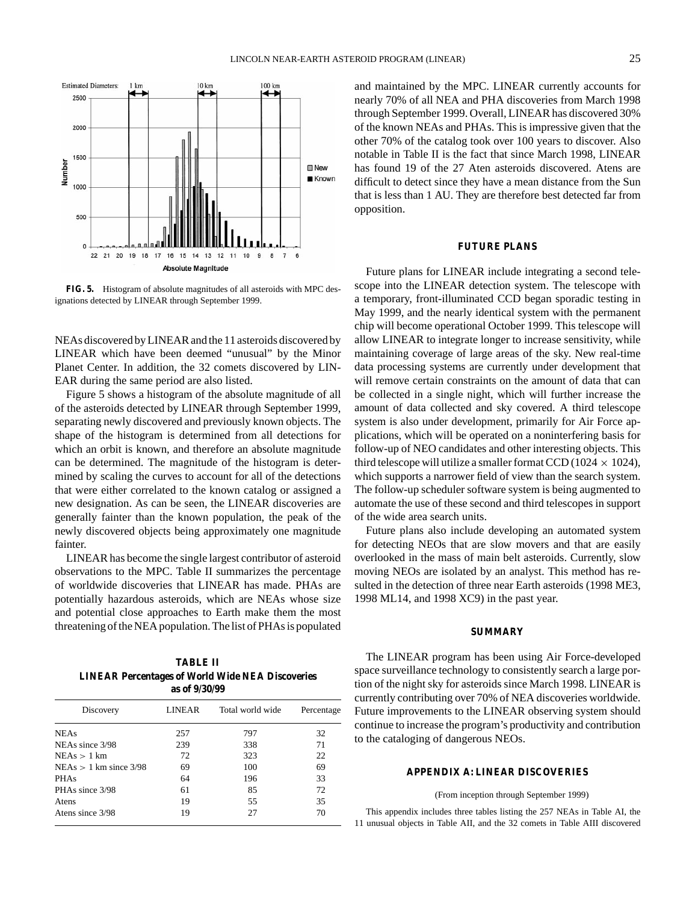**FIG. 5.** Histogram of absolute magnitudes of all asteroids with MPC designations detected by LINEAR through September 1999.

NEAs discovered by LINEAR and the 11 asteroids discovered by LINEAR which have been deemed "unusual" by the Minor Planet Center. In addition, the 32 comets discovered by LINEAR during the same period are also listed.

Figure 5 shows a histogram of the absolute magnitude of all of the asteroids detected by LINEAR through September 1999, separating newly discovered and previously known objects. The shape of the histogram is determined from all detections for which an orbit is known, and therefore an absolute magnitude can be determined. The magnitude of the histogram is determined by scaling the curves to account for all of the detections that were either correlated to the known catalog or assigned a new designation. As can be seen, the LINEAR discoveries are generally fainter than the known population, the peak of the newly discovered objects being approximately one magnitude fainter.

LINEAR has become the single largest contributor of asteroid observations to the MPC. Table II summarizes the percentage of worldwide discoveries that LINEAR has made. PHAs are potentially hazardous asteroids, which are NEAs whose size and potential close approaches to Earth make them the most threatening of the NEA population. The list of PHAs is populated and maintained by the MPC. LINEAR currently accounts for nearly 70% of all NEA and PHA discoveries from March 1998 through September 1999. Overall, LINEAR has discovered 30% of the known NEAs and PHAs. This is impressive given that the other 70% of the catalog took over 100 years to discover. Also notable in Table II is the fact that since March 1998, LINEAR has found 19 of the 27 Aten asteroids discovered. Atens are difficult to detect since they have a mean distance from the Sun that is less than 1 AU. They are therefore best detected far from opposition.

**TABLE II**
**LINEAR Percentages of World Wide NEA Discoveries as of 9/30/99**

| Discovery | LINEAR | Total world wide | Percentage |
|---|---|---|---|
| NEAs | 257 | 797 | 32 |
| NEAs since 3/98 | 239 | 338 | 71 |
| NEAs > 1 km | 72 | 323 | 22 |
| NEAs > 1 km since 3/98 | 69 | 100 | 69 |
| PHAs | 64 | 196 | 33 |
| PHAs since 3/98 | 61 | 85 | 72 |
| Atens | 19 | 55 | 35 |
| Atens since 3/98 | 19 | 27 | 70 |

## FUTURE PLANS

Future plans for LINEAR include integrating a second telescope into the LINEAR detection system. The telescope with a temporary, front-illuminated CCD began sporadic testing in May 1999, and the nearly identical system with the permanent chip will become operational October 1999. This telescope will allow LINEAR to integrate longer to increase sensitivity, while maintaining coverage of large areas of the sky. New real-time data processing systems are currently under development that will remove certain constraints on the amount of data that can be collected in a single night, which will further increase the amount of data collected and sky covered. A third telescope system is also under development, primarily for Air Force applications, which will be operated on a noninterfering basis for follow-up of NEO candidates and other interesting objects. This third telescope will utilize a smaller format CCD ($1024 \times 1024$), which supports a narrower field of view than the search system. The follow-up scheduler software system is being augmented to automate the use of these second and third telescopes in support of the wide area search units.

Future plans also include developing an automated system for detecting NEOs that are slow movers and that are easily overlooked in the mass of main belt asteroids. Currently, slow moving NEOs are isolated by an analyst. This method has resulted in the detection of three near Earth asteroids (1998 ME3, 1998 ML14, and 1998 XC9) in the past year.

## SUMMARY

The LINEAR program has been using Air Force-developed space surveillance technology to consistently search a large portion of the night sky for asteroids since March 1998. LINEAR is currently contributing over 70% of NEA discoveries worldwide. Future improvements to the LINEAR observing system should continue to increase the program's productivity and contribution to the cataloging of dangerous NEOs.

## APPENDIX A: LINEAR DISCOVERIES

(From inception through September 1999)

This appendix includes three tables listing the 257 NEAs in Table AI, the 11 unusual objects in Table AII, and the 32 comets in Table AIII discovered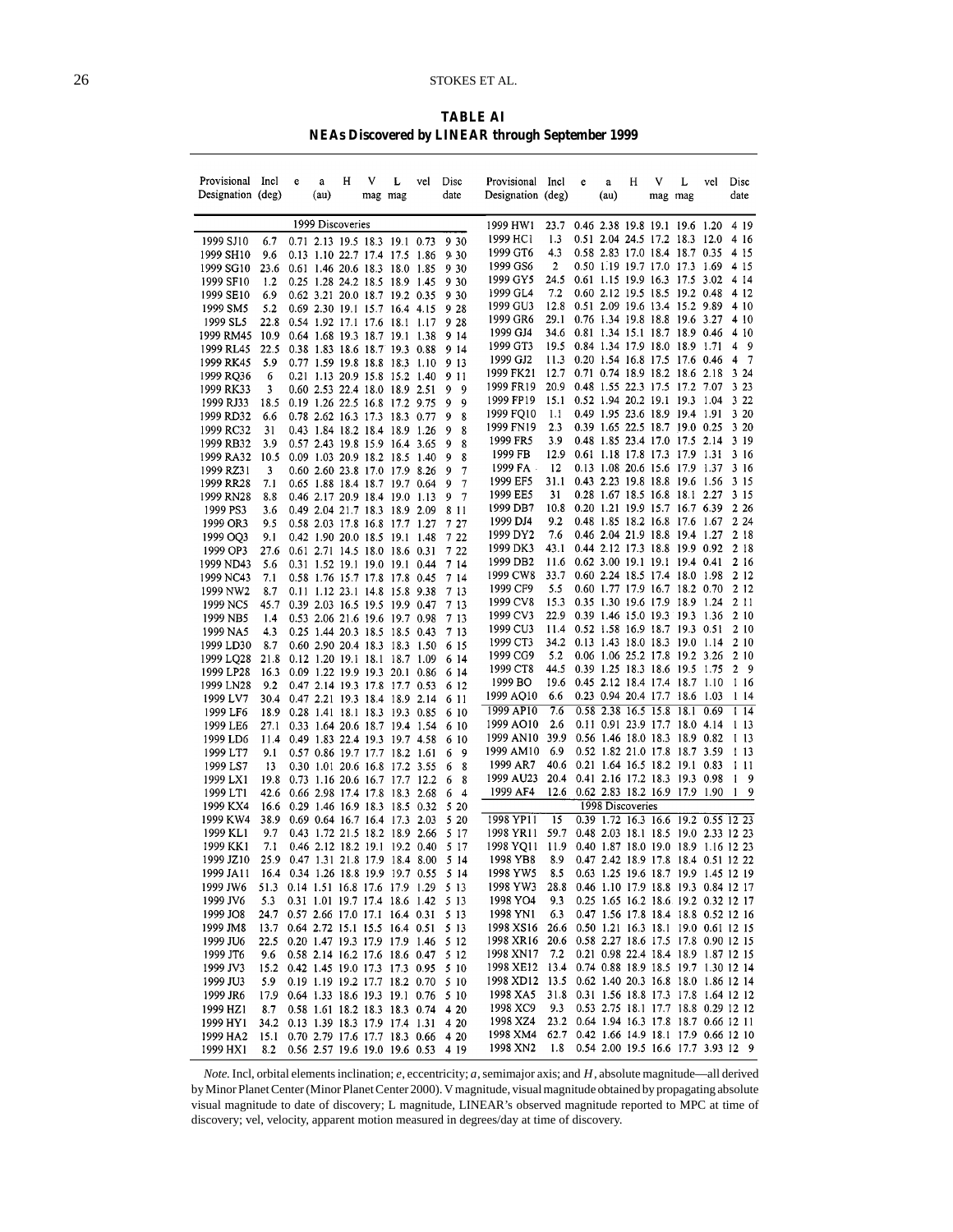**TABLE AI**

**NEAs Discovered by LINEAR through September 1999**

| Provisional Designation | Incl (deg) | e | a (au) | H | V mag | L mag | vel | Disc date |
|---|---|---|---|---|---|---|---|---|
| 1999 Discoveries | | | | | | | | |
| 1999 SJ10 | 6.7 | 0.71 | 2.13 | 19.5 | 18.3 | 19.1 | 0.73 | 9 30 |
| 1999 SH10 | 9.6 | 0.13 | 1.10 | 22.7 | 17.4 | 17.5 | 1.86 | 9 30 |
| 1999 SG10 | 23.6 | 0.61 | 1.46 | 20.6 | 18.3 | 18.0 | 1.85 | 9 30 |
| 1999 SF10 | 1.2 | 0.25 | 1.28 | 24.2 | 18.5 | 18.9 | 1.45 | 9 30 |
| 1999 SE10 | 6.9 | 0.62 | 3.21 | 20.0 | 18.7 | 19.2 | 0.35 | 9 30 |
| 1999 SM5 | 5.2 | 0.69 | 2.30 | 19.1 | 15.7 | 16.4 | 4.15 | 9 28 |
| 1999 SL5 | 22.8 | 0.54 | 1.92 | 17.1 | 17.6 | 18.1 | 1.17 | 9 28 |
| 1999 RM45 | 10.9 | 0.64 | 1.68 | 19.3 | 18.7 | 19.1 | 1.38 | 9 14 |
| 1999 RL45 | 22.5 | 0.38 | 1.83 | 18.6 | 18.7 | 19.3 | 0.88 | 9 14 |
| 1999 RK45 | 5.9 | 0.77 | 1.59 | 19.8 | 18.8 | 18.3 | 1.10 | 9 13 |
| 1999 RQ36 | 6 | 0.21 | 1.13 | 20.9 | 15.8 | 15.2 | 1.40 | 9 11 |
| 1999 RK33 | 3 | 0.60 | 2.53 | 22.4 | 18.0 | 18.9 | 2.51 | 9 9 |
| 1999 RJ33 | 18.5 | 0.19 | 1.26 | 22.5 | 16.8 | 17.2 | 9.75 | 9 9 |
| 1999 RD32 | 6.6 | 0.78 | 2.62 | 16.3 | 17.3 | 18.3 | 0.77 | 9 8 |
| 1999 RC32 | 31 | 0.43 | 1.84 | 18.2 | 18.4 | 18.9 | 1.26 | 9 8 |
| 1999 RB32 | 3.9 | 0.57 | 2.43 | 19.8 | 15.9 | 16.4 | 3.65 | 9 8 |
| 1999 RA32 | 10.5 | 0.09 | 1.03 | 20.9 | 18.2 | 18.5 | 1.40 | 9 8 |
| 1999 RZ31 | 3 | 0.60 | 2.60 | 23.8 | 17.0 | 17.9 | 8.26 | 9 7 |
| 1999 RR28 | 7.1 | 0.65 | 1.88 | 18.4 | 18.7 | 19.7 | 0.64 | 9 7 |
| 1999 RN28 | 8.8 | 0.46 | 2.17 | 20.9 | 18.4 | 19.0 | 1.13 | 9 7 |
| 1999 PS3 | 3.6 | 0.49 | 2.04 | 21.7 | 18.3 | 18.9 | 2.09 | 8 11 |
| 1999 OR3 | 9.5 | 0.58 | 2.03 | 17.8 | 16.8 | 17.7 | 1.27 | 7 27 |
| 1999 OQ3 | 9.1 | 0.42 | 1.90 | 20.0 | 18.5 | 19.1 | 1.48 | 7 22 |
| 1999 OP3 | 27.6 | 0.61 | 2.71 | 14.5 | 18.0 | 18.6 | 0.31 | 7 22 |
| 1999 ND43 | 5.6 | 0.31 | 1.52 | 19.1 | 19.0 | 19.1 | 0.44 | 7 14 |
| 1999 NC43 | 7.1 | 0.58 | 1.76 | 15.7 | 17.8 | 17.8 | 0.45 | 7 14 |
| 1999 NW2 | 8.7 | 0.11 | 1.12 | 23.1 | 14.8 | 15.8 | 9.38 | 7 13 |
| 1999 NC5 | 45.7 | 0.39 | 2.03 | 16.5 | 19.5 | 19.9 | 0.47 | 7 13 |
| 1999 NB5 | 1.4 | 0.53 | 2.06 | 21.6 | 19.6 | 19.7 | 0.98 | 7 13 |
| 1999 NA5 | 4.3 | 0.25 | 1.44 | 20.3 | 18.5 | 18.5 | 0.43 | 7 13 |
| 1999 LD30 | 8.7 | 0.60 | 2.90 | 20.4 | 18.3 | 18.3 | 1.50 | 6 15 |
| 1999 LQ28 | 21.8 | 0.12 | 1.20 | 19.1 | 18.1 | 18.7 | 1.09 | 6 14 |
| 1999 LP28 | 16.3 | 0.09 | 1.22 | 19.9 | 19.3 | 20.1 | 0.86 | 6 14 |
| 1999 LN28 | 9.2 | 0.47 | 2.14 | 19.3 | 17.8 | 17.7 | 0.53 | 6 12 |
| 1999 LV7 | 30.4 | 0.47 | 2.21 | 19.3 | 18.4 | 18.9 | 2.14 | 6 11 |
| 1999 LF6 | 18.9 | 0.28 | 1.41 | 18.1 | 18.3 | 19.3 | 0.85 | 6 10 |
| 1999 LE6 | 27.1 | 0.33 | 1.64 | 20.6 | 18.7 | 19.4 | 1.54 | 6 10 |
| 1999 LD6 | 11.4 | 0.49 | 1.83 | 22.4 | 19.3 | 19.7 | 4.58 | 6 10 |
| 1999 LT7 | 9.1 | 0.57 | 0.86 | 19.7 | 17.7 | 18.2 | 1.61 | 6 9 |
| 1999 LS7 | 13 | 0.30 | 1.01 | 20.6 | 16.8 | 17.2 | 3.55 | 6 8 |
| 1999 LX1 | 19.8 | 0.73 | 1.16 | 20.6 | 16.7 | 17.7 | 12.2 | 6 8 |
| 1999 LT1 | 42.6 | 0.66 | 2.98 | 17.4 | 17.8 | 18.3 | 2.68 | 6 4 |
| 1999 KX4 | 16.6 | 0.29 | 1.46 | 16.9 | 18.3 | 18.5 | 0.32 | 5 20 |
| 1999 KW4 | 38.9 | 0.69 | 0.64 | 16.7 | 16.4 | 17.3 | 2.03 | 5 20 |
| 1999 KL1 | 9.7 | 0.43 | 1.72 | 21.5 | 18.2 | 18.9 | 2.66 | 5 17 |
| 1999 KK1 | 7.1 | 0.46 | 2.12 | 18.2 | 19.1 | 19.2 | 0.40 | 5 17 |
| 1999 JZ10 | 25.9 | 0.47 | 1.31 | 21.8 | 17.9 | 18.4 | 8.00 | 5 14 |
| 1999 JA11 | 16.4 | 0.34 | 1.26 | 18.8 | 19.9 | 19.7 | 0.55 | 5 14 |
| 1999 JW6 | 51.3 | 0.14 | 1.51 | 16.8 | 17.6 | 17.9 | 1.29 | 5 13 |
| 1999 JV6 | 5.3 | 0.31 | 1.01 | 19.7 | 17.4 | 18.6 | 1.42 | 5 13 |
| 1999 JO8 | 24.7 | 0.57 | 2.66 | 17.0 | 17.1 | 16.4 | 0.31 | 5 13 |
| 1999 JM8 | 13.7 | 0.64 | 2.72 | 15.1 | 15.5 | 16.4 | 0.51 | 5 13 |
| 1999 JU6 | 22.5 | 0.20 | 1.47 | 19.3 | 17.9 | 17.9 | 1.46 | 5 12 |
| 1999 JT6 | 9.6 | 0.58 | 2.14 | 16.2 | 17.6 | 18.6 | 0.47 | 5 12 |
| 1999 JV3 | 15.2 | 0.42 | 1.45 | 19.0 | 17.3 | 17.3 | 0.95 | 5 10 |
| 1999 JU3 | 5.9 | 0.19 | 1.19 | 19.2 | 17.7 | 18.2 | 0.70 | 5 10 |
| 1999 JR6 | 17.9 | 0.64 | 1.33 | 18.6 | 19.3 | 19.1 | 0.76 | 5 10 |
| 1999 HZ1 | 8.7 | 0.58 | 1.61 | 18.2 | 18.3 | 18.3 | 0.74 | 4 20 |
| 1999 HY1 | 34.2 | 0.13 | 1.39 | 18.3 | 17.9 | 17.4 | 1.31 | 4 20 |
| 1999 HA2 | 15.1 | 0.70 | 2.79 | 17.6 | 17.7 | 18.3 | 0.66 | 4 20 |
| 1999 HX1 | 8.2 | 0.56 | 2.57 | 19.6 | 19.0 | 19.6 | 0.53 | 4 19 |
| 1999 HW1 | 23.7 | 0.46 | 2.38 | 19.8 | 19.1 | 19.6 | 1.20 | 4 19 |
| 1999 HC1 | 1.3 | 0.51 | 2.04 | 24.5 | 17.2 | 18.3 | 12.0 | 4 16 |
| 1999 GT6 | 4.3 | 0.58 | 2.83 | 17.0 | 18.4 | 18.7 | 0.35 | 4 15 |
| 1999 GS6 | 2 | 0.50 | 1.19 | 19.7 | 17.0 | 17.3 | 1.69 | 4 15 |
| 1999 GY5 | 24.5 | 0.61 | 1.15 | 19.9 | 16.3 | 17.5 | 3.02 | 4 14 |
| 1999 GL4 | 7.2 | 0.60 | 2.12 | 19.5 | 18.5 | 19.2 | 0.48 | 4 12 |
| 1999 GU3 | 12.8 | 0.51 | 2.09 | 19.6 | 13.4 | 15.2 | 9.89 | 4 10 |
| 1999 GR6 | 29.1 | 0.76 | 1.34 | 19.8 | 18.8 | 19.6 | 3.27 | 4 10 |
| 1999 GJ4 | 34.6 | 0.81 | 1.34 | 15.1 | 18.7 | 18.9 | 0.46 | 4 10 |
| 1999 GT3 | 19.5 | 0.84 | 1.34 | 17.9 | 18.0 | 18.9 | 1.71 | 4 9 |
| 1999 GJ2 | 11.3 | 0.20 | 1.54 | 16.8 | 17.5 | 17.6 | 0.46 | 4 7 |
| 1999 FK21 | 12.7 | 0.71 | 0.74 | 18.9 | 18.2 | 18.6 | 2.18 | 3 24 |
| 1999 FR19 | 20.9 | 0.48 | 1.55 | 22.3 | 17.5 | 17.2 | 7.07 | 3 23 |
| 1999 FP19 | 15.1 | 0.52 | 1.94 | 20.2 | 19.1 | 19.3 | 1.04 | 3 22 |
| 1999 FQ10 | 1.1 | 0.49 | 1.95 | 23.6 | 18.9 | 19.4 | 1.91 | 3 20 |
| 1999 FN19 | 2.3 | 0.39 | 1.65 | 22.5 | 18.7 | 19.0 | 0.25 | 3 20 |
| 1999 FR5 | 3.9 | 0.48 | 1.85 | 23.4 | 17.0 | 17.5 | 2.14 | 3 19 |
| 1999 FB | 12.9 | 0.61 | 1.18 | 17.8 | 17.3 | 17.9 | 1.31 | 3 16 |
| 1999 FA | 12 | 0.13 | 1.08 | 20.6 | 15.6 | 17.9 | 1.37 | 3 16 |
| 1999 EF5 | 31.1 | 0.43 | 2.23 | 19.8 | 18.8 | 19.6 | 1.56 | 3 15 |
| 1999 EE5 | 31 | 0.28 | 1.67 | 18.5 | 16.8 | 18.1 | 2.27 | 3 15 |
| 1999 DB7 | 10.8 | 0.20 | 1.21 | 19.9 | 15.7 | 16.7 | 6.39 | 2 26 |
| 1999 DJ4 | 9.2 | 0.48 | 1.85 | 18.2 | 16.8 | 17.6 | 1.67 | 2 24 |
| 1999 DY2 | 7.6 | 0.46 | 2.04 | 21.9 | 18.8 | 19.4 | 1.27 | 2 18 |
| 1999 DK3 | 43.1 | 0.44 | 2.12 | 17.3 | 18.8 | 19.9 | 0.92 | 2 18 |
| 1999 DB2 | 11.6 | 0.62 | 3.00 | 19.1 | 19.1 | 19.4 | 0.41 | 2 16 |
| 1999 CW8 | 33.7 | 0.60 | 2.24 | 18.5 | 17.4 | 18.0 | 1.98 | 2 12 |
| 1999 CF9 | 5.5 | 0.60 | 1.77 | 17.9 | 16.7 | 18.2 | 0.70 | 2 12 |
| 1999 CV8 | 15.3 | 0.35 | 1.30 | 19.6 | 17.9 | 18.9 | 1.24 | 2 11 |
| 1999 CV3 | 22.9 | 0.39 | 1.46 | 15.0 | 19.3 | 19.3 | 1.36 | 2 10 |
| 1999 CU3 | 11.4 | 0.52 | 1.58 | 16.9 | 18.7 | 19.3 | 0.51 | 2 10 |
| 1999 CT3 | 34.2 | 0.13 | 1.43 | 18.0 | 18.3 | 19.0 | 1.14 | 2 10 |
| 1999 CG9 | 5.2 | 0.06 | 1.06 | 25.2 | 17.8 | 19.2 | 3.26 | 2 10 |
| 1999 CT8 | 44.5 | 0.39 | 1.25 | 18.3 | 18.6 | 19.5 | 1.75 | 2 9 |
| 1999 BO | 19.6 | 0.45 | 2.12 | 18.4 | 17.4 | 18.7 | 1.10 | 1 16 |
| 1999 AQ10 | 6.6 | 0.23 | 0.94 | 20.4 | 17.7 | 18.6 | 1.03 | 1 14 |
| 1999 AP10 | 7.6 | 0.58 | 2.38 | 16.5 | 15.8 | 18.1 | 0.69 | 1 14 |
| 1999 AO10 | 2.6 | 0.11 | 0.91 | 23.9 | 17.7 | 18.0 | 4.14 | 1 13 |
| 1999 AN10 | 39.9 | 0.56 | 1.46 | 18.0 | 18.3 | 18.9 | 0.82 | 1 13 |
| 1999 AM10 | 6.9 | 0.52 | 1.82 | 21.0 | 17.8 | 18.7 | 3.59 | 1 13 |
| 1999 AR7 | 40.6 | 0.21 | 1.64 | 16.5 | 18.2 | 19.1 | 0.83 | 1 11 |
| 1999 AU23 | 20.4 | 0.41 | 2.16 | 17.2 | 18.3 | 19.3 | 0.98 | 1 9 |
| 1999 AF4 | 12.6 | 0.62 | 2.83 | 18.2 | 16.9 | 17.9 | 1.90 | 1 9 |
| 1998 Discoveries | | | | | | | | |
| 1998 YP11 | 15 | 0.39 | 1.72 | 16.3 | 16.6 | 19.2 | 0.55 | 12 23 |
| 1998 YR11 | 59.7 | 0.48 | 2.03 | 18.1 | 18.5 | 19.0 | 2.33 | 12 23 |
| 1998 YQ11 | 11.9 | 0.40 | 1.87 | 18.0 | 19.0 | 18.9 | 1.16 | 12 23 |
| 1998 YB8 | 8.9 | 0.47 | 2.42 | 18.9 | 17.8 | 18.4 | 0.51 | 12 22 |
| 1998 YW5 | 8.5 | 0.63 | 1.25 | 19.6 | 18.7 | 19.9 | 1.45 | 12 19 |
| 1998 YW3 | 28.8 | 0.46 | 1.10 | 17.9 | 18.8 | 19.3 | 0.84 | 12 17 |
| 1998 YO4 | 9.3 | 0.25 | 1.65 | 16.2 | 18.6 | 19.2 | 0.32 | 12 17 |
| 1998 YN1 | 6.3 | 0.47 | 1.56 | 17.8 | 18.4 | 18.8 | 0.52 | 12 16 |
| 1998 XS16 | 26.6 | 0.50 | 1.21 | 16.3 | 18.1 | 19.0 | 0.61 | 12 15 |
| 1998 XR16 | 20.6 | 0.58 | 2.27 | 18.6 | 17.5 | 17.8 | 0.90 | 12 15 |
| 1998 XN17 | 7.2 | 0.21 | 0.98 | 22.4 | 18.4 | 18.9 | 1.87 | 12 15 |
| 1998 XE12 | 13.4 | 0.74 | 0.88 | 18.9 | 18.5 | 19.7 | 1.30 | 12 14 |
| 1998 XD12 | 13.5 | 0.62 | 1.40 | 20.3 | 16.8 | 18.0 | 1.86 | 12 14 |
| 1998 XA5 | 31.8 | 0.31 | 1.56 | 18.8 | 17.3 | 17.8 | 1.64 | 12 12 |
| 1998 XC9 | 9.3 | 0.53 | 2.75 | 18.1 | 17.7 | 18.8 | 0.29 | 12 12 |
| 1998 XZ4 | 23.2 | 0.64 | 1.94 | 16.3 | 17.8 | 18.7 | 0.66 | 12 11 |
| 1998 XM4 | 62.7 | 0.42 | 1.66 | 14.9 | 18.1 | 17.9 | 0.66 | 12 10 |
| 1998 XN2 | 1.8 | 0.54 | 2.00 | 19.5 | 16.6 | 17.7 | 3.93 | 12 9 |

*Note.* Incl, orbital elements inclination; *e*, eccentricity; *a*, semimajor axis; and *H*, absolute magnitude—all derived by Minor Planet Center (Minor Planet Center 2000). V magnitude, visual magnitude obtained by propagating absolute visual magnitude to date of discovery; L magnitude, LINEAR's observed magnitude reported to MPC at time of discovery; vel, velocity, apparent motion measured in degrees/day at time of discovery.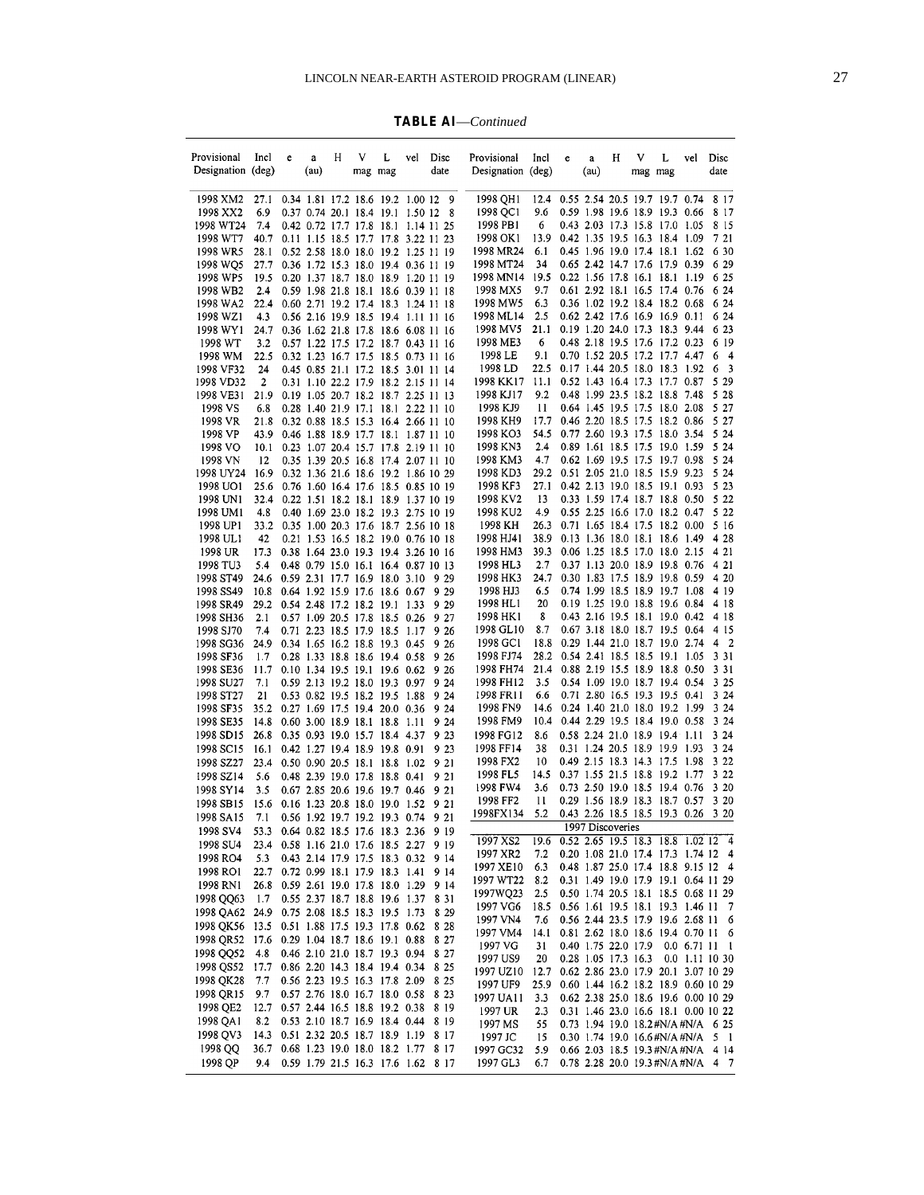**TABLE AI**—*Continued*

| Provisional Designation | Incl (deg) | e | a (au) | H | V mag | L mag | vel | Disc date |
|---|---|---|---|---|---|---|---|---|
| 1998 XM2 | 27.1 | 0.34 | 1.81 | 17.2 | 18.6 | 19.2 | 1.00 | 12 9 |
| 1998 XX2 | 6.9 | 0.37 | 0.74 | 20.1 | 18.4 | 19.1 | 1.50 | 12 8 |
| 1998 WT24 | 7.4 | 0.42 | 0.72 | 17.7 | 17.8 | 18.1 | 1.14 | 11 25 |
| 1998 WT7 | 40.7 | 0.11 | 1.15 | 18.5 | 17.7 | 17.8 | 3.22 | 11 23 |
| 1998 WR5 | 28.1 | 0.52 | 2.58 | 18.0 | 18.0 | 19.2 | 1.25 | 11 19 |
| 1998 WQ5 | 27.7 | 0.36 | 1.72 | 15.3 | 18.0 | 19.4 | 0.36 | 11 19 |
| 1998 WP5 | 19.5 | 0.20 | 1.37 | 18.7 | 18.0 | 18.9 | 1.20 | 11 19 |
| 1998 WB2 | 2.4 | 0.59 | 1.98 | 21.8 | 18.1 | 18.6 | 0.39 | 11 18 |
| 1998 WA2 | 22.4 | 0.60 | 2.71 | 19.2 | 17.4 | 18.3 | 1.24 | 11 18 |
| 1998 WZ1 | 4.3 | 0.56 | 2.16 | 19.9 | 18.5 | 19.4 | 1.11 | 11 16 |
| 1998 WY1 | 24.7 | 0.36 | 1.62 | 21.8 | 17.8 | 18.6 | 6.08 | 11 16 |
| 1998 WT | 3.2 | 0.57 | 1.22 | 17.5 | 17.2 | 18.7 | 0.43 | 11 16 |
| 1998 WM | 22.5 | 0.32 | 1.23 | 16.7 | 17.5 | 18.5 | 0.73 | 11 16 |
| 1998 VF32 | 24 | 0.45 | 0.85 | 21.1 | 17.2 | 18.5 | 3.01 | 11 14 |
| 1998 VD32 | 2 | 0.31 | 1.10 | 22.2 | 17.9 | 18.2 | 2.15 | 11 14 |
| 1998 VE31 | 21.9 | 0.19 | 1.05 | 20.7 | 18.2 | 18.7 | 2.25 | 11 13 |
| 1998 VS | 6.8 | 0.28 | 1.40 | 21.9 | 17.1 | 18.1 | 2.22 | 11 10 |
| 1998 VR | 21.8 | 0.32 | 0.88 | 18.5 | 15.3 | 16.4 | 2.66 | 11 10 |
| 1998 VP | 43.9 | 0.46 | 1.88 | 18.9 | 17.7 | 18.1 | 1.87 | 11 10 |
| 1998 VO | 10.1 | 0.23 | 1.07 | 20.4 | 15.7 | 17.8 | 2.19 | 11 10 |
| 1998 VN | 12 | 0.35 | 1.39 | 20.5 | 16.8 | 17.4 | 2.07 | 11 10 |
| 1998 UY24 | 16.9 | 0.32 | 1.36 | 21.6 | 18.6 | 19.2 | 1.86 | 10 29 |
| 1998 UO1 | 25.6 | 0.76 | 1.60 | 16.4 | 17.6 | 18.5 | 0.85 | 10 19 |
| 1998 UN1 | 32.4 | 0.22 | 1.51 | 18.2 | 18.1 | 18.9 | 1.37 | 10 19 |
| 1998 UM1 | 4.8 | 0.40 | 1.69 | 23.0 | 18.2 | 19.3 | 2.75 | 10 19 |
| 1998 UP1 | 33.2 | 0.35 | 1.00 | 20.3 | 17.6 | 18.7 | 2.56 | 10 18 |
| 1998 UL1 | 42 | 0.21 | 1.53 | 16.5 | 18.2 | 19.0 | 0.76 | 10 18 |
| 1998 UR | 17.3 | 0.38 | 1.64 | 23.0 | 19.3 | 19.4 | 3.26 | 10 16 |
| 1998 TU3 | 5.4 | 0.48 | 0.79 | 15.0 | 16.1 | 16.4 | 0.87 | 10 13 |
| 1998 ST49 | 24.6 | 0.59 | 2.31 | 17.7 | 16.9 | 18.0 | 3.10 | 9 29 |
| 1998 SS49 | 10.8 | 0.64 | 1.92 | 15.9 | 17.6 | 18.6 | 0.67 | 9 29 |
| 1998 SR49 | 29.2 | 0.54 | 2.48 | 17.2 | 18.2 | 19.1 | 1.33 | 9 29 |
| 1998 SH36 | 2.1 | 0.57 | 1.09 | 20.5 | 17.8 | 18.5 | 0.26 | 9 27 |
| 1998 SJ70 | 7.4 | 0.71 | 2.23 | 18.5 | 17.9 | 18.5 | 1.17 | 9 26 |
| 1998 SG36 | 24.9 | 0.34 | 1.65 | 16.2 | 18.8 | 19.3 | 0.45 | 9 26 |
| 1998 SF36 | 1.7 | 0.28 | 1.33 | 18.8 | 18.6 | 19.4 | 0.58 | 9 26 |
| 1998 SE36 | 11.7 | 0.10 | 1.34 | 19.5 | 19.1 | 19.6 | 0.62 | 9 26 |
| 1998 SU27 | 7.1 | 0.59 | 2.13 | 19.2 | 18.0 | 19.3 | 0.97 | 9 24 |
| 1998 ST27 | 21 | 0.53 | 0.82 | 19.5 | 18.2 | 19.5 | 1.88 | 9 24 |
| 1998 SF35 | 35.2 | 0.27 | 1.69 | 17.5 | 19.4 | 20.0 | 0.36 | 9 24 |
| 1998 SE35 | 14.8 | 0.60 | 3.00 | 18.9 | 18.1 | 18.8 | 1.11 | 9 24 |
| 1998 SD15 | 26.8 | 0.35 | 0.93 | 19.0 | 15.7 | 18.4 | 4.37 | 9 23 |
| 1998 SC15 | 16.1 | 0.42 | 1.27 | 19.4 | 18.9 | 19.8 | 0.91 | 9 23 |
| 1998 SZ27 | 23.4 | 0.50 | 0.90 | 20.5 | 18.1 | 18.8 | 1.02 | 9 21 |
| 1998 SZ14 | 5.6 | 0.48 | 2.39 | 19.0 | 17.8 | 18.8 | 0.41 | 9 21 |
| 1998 SY14 | 3.5 | 0.67 | 2.85 | 20.6 | 19.6 | 19.7 | 0.46 | 9 21 |
| 1998 SB15 | 15.6 | 0.16 | 1.23 | 20.8 | 18.0 | 19.0 | 1.52 | 9 21 |
| 1998 SA15 | 7.1 | 0.56 | 1.92 | 19.7 | 19.2 | 19.3 | 0.74 | 9 21 |
| 1998 SV4 | 53.3 | 0.64 | 0.82 | 18.5 | 17.6 | 18.3 | 2.36 | 9 19 |
| 1998 SU4 | 23.4 | 0.58 | 1.16 | 21.0 | 17.6 | 18.5 | 2.27 | 9 19 |
| 1998 RO4 | 5.3 | 0.43 | 2.14 | 17.9 | 17.5 | 18.3 | 0.32 | 9 14 |
| 1998 RO1 | 22.7 | 0.72 | 0.99 | 18.1 | 17.9 | 18.3 | 1.41 | 9 14 |
| 1998 RN1 | 26.8 | 0.59 | 2.61 | 19.0 | 17.8 | 18.0 | 1.29 | 9 14 |
| 1998 QQ63 | 1.7 | 0.55 | 2.37 | 18.7 | 18.8 | 19.6 | 1.37 | 8 31 |
| 1998 QA62 | 24.9 | 0.75 | 2.08 | 18.5 | 18.3 | 19.5 | 1.73 | 8 29 |
| 1998 QK56 | 13.5 | 0.51 | 1.88 | 17.5 | 19.3 | 17.8 | 0.62 | 8 28 |
| 1998 QR52 | 17.6 | 0.29 | 1.04 | 18.7 | 18.6 | 19.1 | 0.88 | 8 27 |
| 1998 QQ52 | 4.8 | 0.46 | 2.10 | 21.0 | 18.7 | 19.3 | 0.94 | 8 27 |
| 1998 QS52 | 17.7 | 0.86 | 2.20 | 14.3 | 18.4 | 19.4 | 0.34 | 8 25 |
| 1998 QK28 | 7.7 | 0.56 | 2.23 | 19.5 | 16.3 | 17.8 | 2.09 | 8 25 |
| 1998 QR15 | 9.7 | 0.57 | 2.76 | 18.0 | 16.7 | 18.0 | 0.58 | 8 23 |
| 1998 QE2 | 12.7 | 0.57 | 2.44 | 16.5 | 18.8 | 19.2 | 0.38 | 8 19 |
| 1998 QA1 | 8.2 | 0.53 | 2.10 | 18.7 | 16.9 | 18.4 | 0.44 | 8 19 |
| 1998 QV3 | 14.3 | 0.51 | 2.32 | 20.5 | 18.7 | 18.9 | 1.19 | 8 17 |
| 1998 QQ | 36.7 | 0.68 | 1.23 | 19.0 | 18.0 | 18.2 | 1.77 | 8 17 |
| 1998 QP | 9.4 | 0.59 | 1.79 | 21.5 | 16.3 | 17.6 | 1.62 | 8 17 |
| 1998 QH1 | 12.4 | 0.55 | 2.54 | 20.5 | 19.7 | 19.7 | 0.74 | 8 17 |
| 1998 QC1 | 9.6 | 0.59 | 1.98 | 19.6 | 18.9 | 19.3 | 0.66 | 8 17 |
| 1998 PB1 | 6 | 0.43 | 2.03 | 17.3 | 15.8 | 17.0 | 1.05 | 8 15 |
| 1998 OK1 | 13.9 | 0.42 | 1.35 | 19.5 | 16.3 | 18.4 | 1.09 | 7 21 |
| 1998 MR24 | 6.1 | 0.45 | 1.96 | 19.0 | 17.4 | 18.1 | 1.62 | 6 30 |
| 1998 MT24 | 34 | 0.65 | 2.42 | 14.7 | 17.6 | 17.9 | 0.39 | 6 29 |
| 1998 MN14 | 19.5 | 0.22 | 1.56 | 17.8 | 16.1 | 18.1 | 1.19 | 6 25 |
| 1998 MX5 | 9.7 | 0.61 | 2.92 | 18.1 | 16.5 | 17.4 | 0.76 | 6 24 |
| 1998 MW5 | 6.3 | 0.36 | 1.02 | 19.2 | 18.4 | 18.2 | 0.68 | 6 24 |
| 1998 ML14 | 2.5 | 0.62 | 2.42 | 17.6 | 16.9 | 16.9 | 0.11 | 6 24 |
| 1998 MV5 | 21.1 | 0.19 | 1.20 | 24.0 | 17.3 | 18.3 | 9.44 | 6 23 |
| 1998 ME3 | 6 | 0.48 | 2.18 | 19.5 | 17.6 | 17.2 | 0.23 | 6 19 |
| 1998 LE | 9.1 | 0.70 | 1.52 | 20.5 | 17.2 | 17.7 | 4.47 | 6 4 |
| 1998 LD | 22.5 | 0.17 | 1.44 | 20.5 | 18.0 | 18.3 | 1.92 | 6 3 |
| 1998 KK17 | 11.1 | 0.52 | 1.43 | 16.4 | 17.3 | 17.7 | 0.87 | 5 29 |
| 1998 KJ17 | 9.2 | 0.48 | 1.99 | 23.5 | 18.2 | 18.8 | 7.48 | 5 28 |
| 1998 KJ9 | 11 | 0.64 | 1.45 | 19.5 | 17.5 | 18.0 | 2.08 | 5 27 |
| 1998 KH9 | 17.7 | 0.46 | 2.20 | 18.5 | 17.5 | 18.2 | 0.86 | 5 27 |
| 1998 KO3 | 54.5 | 0.77 | 2.60 | 19.3 | 17.5 | 18.0 | 3.54 | 5 24 |
| 1998 KN3 | 2.4 | 0.89 | 1.61 | 18.5 | 17.5 | 19.0 | 1.59 | 5 24 |
| 1998 KM3 | 4.7 | 0.62 | 1.69 | 19.5 | 17.5 | 19.7 | 0.98 | 5 24 |
| 1998 KD3 | 29.2 | 0.51 | 2.05 | 21.0 | 18.5 | 15.9 | 9.23 | 5 24 |
| 1998 KF3 | 27.1 | 0.42 | 2.13 | 19.0 | 18.5 | 19.1 | 0.93 | 5 23 |
| 1998 KV2 | 13 | 0.33 | 1.59 | 17.4 | 18.7 | 18.8 | 0.50 | 5 22 |
| 1998 KU2 | 4.9 | 0.55 | 2.25 | 16.6 | 17.0 | 18.2 | 0.47 | 5 22 |
| 1998 KH | 26.3 | 0.71 | 1.65 | 18.4 | 17.5 | 18.2 | 0.00 | 5 16 |
| 1998 HJ41 | 38.9 | 0.13 | 1.36 | 18.0 | 18.1 | 18.6 | 1.49 | 4 28 |
| 1998 HM3 | 39.3 | 0.06 | 1.25 | 18.5 | 17.0 | 18.0 | 2.15 | 4 21 |
| 1998 HL3 | 2.7 | 0.37 | 1.13 | 20.0 | 18.9 | 19.8 | 0.76 | 4 21 |
| 1998 HK3 | 24.7 | 0.30 | 1.83 | 17.5 | 18.9 | 19.8 | 0.59 | 4 20 |
| 1998 HJ3 | 6.5 | 0.74 | 1.99 | 18.5 | 18.9 | 19.7 | 1.08 | 4 19 |
| 1998 HL1 | 20 | 0.19 | 1.25 | 19.0 | 18.8 | 19.6 | 0.84 | 4 18 |
| 1998 HK1 | 8 | 0.43 | 2.16 | 19.5 | 18.1 | 19.0 | 0.42 | 4 18 |
| 1998 GL10 | 8.7 | 0.67 | 3.18 | 18.0 | 18.7 | 19.5 | 0.64 | 4 15 |
| 1998 GC1 | 18.8 | 0.29 | 1.44 | 21.0 | 18.7 | 19.0 | 2.74 | 4 2 |
| 1998 FJ74 | 28.2 | 0.54 | 2.41 | 18.5 | 18.5 | 19.1 | 1.05 | 3 31 |
| 1998 FH74 | 21.4 | 0.88 | 2.19 | 15.5 | 18.9 | 18.8 | 0.50 | 3 31 |
| 1998 FH12 | 3.5 | 0.54 | 1.09 | 19.0 | 18.7 | 19.4 | 0.54 | 3 25 |
| 1998 FR11 | 6.6 | 0.71 | 2.80 | 16.5 | 19.3 | 19.5 | 0.41 | 3 24 |
| 1998 FN9 | 14.6 | 0.24 | 1.40 | 21.0 | 18.0 | 19.2 | 1.99 | 3 24 |
| 1998 FM9 | 10.4 | 0.44 | 2.29 | 19.5 | 18.4 | 19.0 | 0.58 | 3 24 |
| 1998 FG12 | 8.6 | 0.58 | 2.24 | 21.0 | 18.9 | 19.4 | 1.11 | 3 24 |
| 1998 FF14 | 38 | 0.31 | 1.24 | 20.5 | 18.9 | 19.9 | 1.93 | 3 24 |
| 1998 FX2 | 10 | 0.49 | 2.15 | 18.3 | 14.3 | 17.5 | 1.98 | 3 22 |
| 1998 FL5 | 14.5 | 0.37 | 1.55 | 21.5 | 18.8 | 19.2 | 1.77 | 3 22 |
| 1998 FW4 | 3.6 | 0.73 | 2.50 | 19.0 | 18.5 | 19.4 | 0.76 | 3 20 |
| 1998 FF2 | 11 | 0.29 | 1.56 | 18.9 | 18.3 | 18.7 | 0.57 | 3 20 |
| 1998FX134 | 5.2 | 0.43 | 2.26 | 18.5 | 18.5 | 19.3 | 0.26 | 3 20 |
| **1997 Discoveries** | | | | | | | | |
| 1997 XS2 | 19.6 | 0.52 | 2.65 | 19.5 | 18.3 | 18.8 | 1.02 | 12 4 |
| 1997 XR2 | 7.2 | 0.20 | 1.08 | 21.0 | 17.4 | 17.3 | 1.74 | 12 4 |
| 1997 XE10 | 6.3 | 0.48 | 1.87 | 25.0 | 17.4 | 18.8 | 9.15 | 12 4 |
| 1997 WT22 | 8.2 | 0.31 | 1.49 | 19.0 | 17.9 | 19.1 | 0.64 | 11 29 |
| 1997WQ23 | 2.5 | 0.50 | 1.74 | 20.5 | 18.1 | 18.5 | 0.68 | 11 29 |
| 1997 VG6 | 18.5 | 0.56 | 1.61 | 19.5 | 18.1 | 19.3 | 1.46 | 11 7 |
| 1997 VN4 | 7.6 | 0.56 | 2.44 | 23.5 | 17.9 | 19.6 | 2.68 | 11 6 |
| 1997 VM4 | 14.1 | 0.81 | 2.62 | 18.0 | 18.6 | 19.4 | 0.70 | 11 6 |
| 1997 VG | 31 | 0.40 | 1.75 | 22.0 | 17.9 | 0.0 | 6.71 | 11 1 |
| 1997 US9 | 20 | 0.28 | 1.05 | 17.3 | 16.3 | 0.0 | 1.11 | 10 30 |
| 1997 UZ10 | 12.7 | 0.62 | 2.86 | 23.0 | 17.9 | 20.1 | 3.07 | 10 29 |
| 1997 UF9 | 25.9 | 0.60 | 1.44 | 16.2 | 18.2 | 18.9 | 0.60 | 10 29 |
| 1997 UA11 | 3.3 | 0.62 | 2.38 | 25.0 | 18.6 | 19.6 | 0.00 | 10 29 |
| 1997 UR | 2.3 | 0.31 | 1.46 | 23.0 | 16.6 | 18.1 | 0.00 | 10 22 |
| 1997 MS | 55 | 0.73 | 1.94 | 19.0 | 18.2 | #N/A | #N/A | 6 25 |
| 1997 JC | 15 | 0.30 | 1.74 | 19.0 | 16.6 | #N/A | #N/A | 5 1 |
| 1997 GC32 | 5.9 | 0.66 | 2.03 | 18.5 | 19.3 | #N/A | #N/A | 4 14 |
| 1997 GL3 | 6.7 | 0.78 | 2.28 | 20.0 | 19.3 | #N/A | #N/A | 4 7 |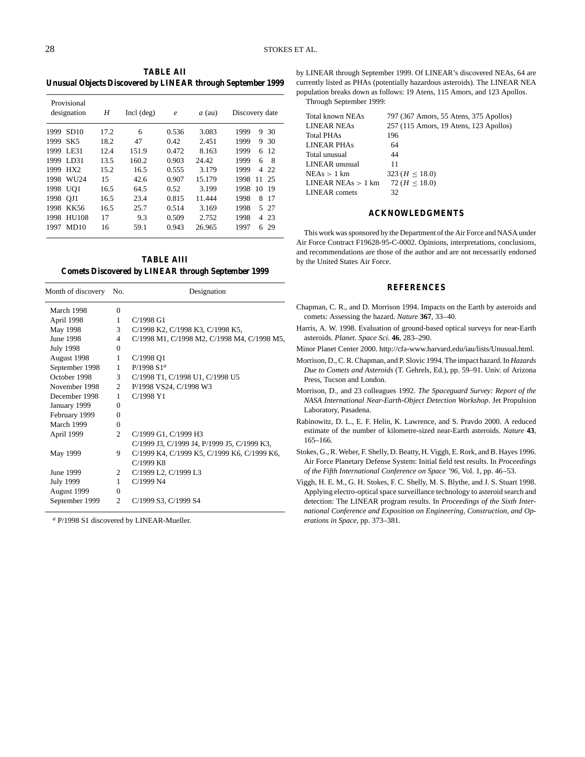**TABLE AII**

**Unusual Objects Discovered by LINEAR through September 1999**

| Provisional designation | $H$ | Incl (deg) | $e$ | $a$ (au) | Discovery date |
|---|---|---|---|---|---|
| 1999 SD10 | 17.2 | 6 | 0.536 | 3.083 | 1999 9 30 |
| 1999 SK5 | 18.2 | 47 | 0.42 | 2.451 | 1999 9 30 |
| 1999 LE31 | 12.4 | 151.9 | 0.472 | 8.163 | 1999 6 12 |
| 1999 LD31 | 13.5 | 160.2 | 0.903 | 24.42 | 1999 6 8 |
| 1999 HX2 | 15.2 | 16.5 | 0.555 | 3.179 | 1999 4 22 |
| 1998 WU24 | 15 | 42.6 | 0.907 | 15.179 | 1998 11 25 |
| 1998 UQ1 | 16.5 | 64.5 | 0.52 | 3.199 | 1998 10 19 |
| 1998 QJ1 | 16.5 | 23.4 | 0.815 | 11.444 | 1998 8 17 |
| 1998 KK56 | 16.5 | 25.7 | 0.514 | 3.169 | 1998 5 27 |
| 1998 HU108 | 17 | 9.3 | 0.509 | 2.752 | 1998 4 23 |
| 1997 MD10 | 16 | 59.1 | 0.943 | 26.965 | 1997 6 29 |

**TABLE AIII**

**Comets Discovered by LINEAR through September 1999**

| Month of discovery | No. | Designation |
|---|---|---|
| March 1998 | 0 | |
| April 1998 | 1 | C/1998 G1 |
| May 1998 | 3 | C/1998 K2, C/1998 K3, C/1998 K5, |
| June 1998 | 4 | C/1998 M1, C/1998 M2, C/1998 M4, C/1998 M5, |
| July 1998 | 0 | |
| August 1998 | 1 | C/1998 Q1 |
| September 1998 | 1 | P/1998 S1[a] |
| October 1998 | 3 | C/1998 T1, C/1998 U1, C/1998 U5 |
| November 1998 | 2 | P/1998 VS24, C/1998 W3 |
| December 1998 | 1 | C/1998 Y1 |
| January 1999 | 0 | |
| February 1999 | 0 | |
| March 1999 | 0 | |
| April 1999 | 2 | C/1999 G1, C/1999 H3 |
| May 1999 | 9 | C/1999 J3, C/1999 J4, P/1999 J5, C/1999 K3, C/1999 K4, C/1999 K5, C/1999 K6, C/1999 K8 |
| June 1999 | 2 | C/1999 L2, C/1999 L3 |
| July 1999 | 1 | C/1999 N4 |
| August 1999 | 0 | |
| September 1999 | 2 | C/1999 S3, C/1999 S4 |

[a] P/1998 S1 discovered by LINEAR-Mueller.

by LINEAR through September 1999. Of LINEAR's discovered NEAs, 64 are currently listed as PHAs (potentially hazardous asteroids). The LINEAR NEA population breaks down as follows: 19 Atens, 115 Amors, and 123 Apollos.

Through September 1999:

| | |
|---|---|
| Total known NEAs | 797 (367 Amors, 55 Atens, 375 Apollos) |
| LINEAR NEAs | 257 (115 Amors, 19 Atens, 123 Apollos) |
| Total PHAs | 196 |
| LINEAR PHAs | 64 |
| Total unusual | 44 |
| LINEAR unusual | 11 |
| NEAs $> 1$ km | 323 ($H \leq 18.0$) |
| LINEAR NEAs $> 1$ km | 72 ($H \leq 18.0$) |
| LINEAR comets | 32 |

## ACKNOWLEDGMENTS

This work was sponsored by the Department of the Air Force and NASA under Air Force Contract F19628-95-C-0002. Opinions, interpretations, conclusions, and recommendations are those of the author and are not necessarily endorsed by the United States Air Force.

## REFERENCES

Chapman, C. R., and D. Morrison 1994. Impacts on the Earth by asteroids and comets: Assessing the hazard. *Nature* **367**, 33–40.

Harris, A. W. 1998. Evaluation of ground-based optical surveys for near-Earth asteroids. *Planet. Space Sci.* **46**, 283–290.

Minor Planet Center 2000. http://cfa-www.harvard.edu/iau/lists/Unusual.html.

Morrison, D., C. R. Chapman, and P. Slovic 1994. The impact hazard. In *Hazards Due to Comets and Asteroids* (T. Gehrels, Ed.), pp. 59–91. Univ. of Arizona Press, Tucson and London.

Morrison, D., and 23 colleagues 1992. *The Spaceguard Survey: Report of the NASA International Near-Earth-Object Detection Workshop*. Jet Propulsion Laboratory, Pasadena.

Rabinowitz, D. L., E. F. Helin, K. Lawrence, and S. Pravdo 2000. A reduced estimate of the number of kilometre-sized near-Earth asteroids. *Nature* **43**, 165–166.

Stokes, G., R. Weber, F. Shelly, D. Beatty, H. Viggh, E. Rork, and B. Hayes 1996. Air Force Planetary Defense System: Initial field test results. In *Proceedings of the Fifth International Conference on Space '96*, Vol. 1, pp. 46–53.

Viggh, H. E. M., G. H. Stokes, F. C. Shelly, M. S. Blythe, and J. S. Stuart 1998. Applying electro-optical space surveillance technology to asteroid search and detection: The LINEAR program results. In *Proceedings of the Sixth International Conference and Exposition on Engineering, Construction, and Operations in Space*, pp. 373–381.